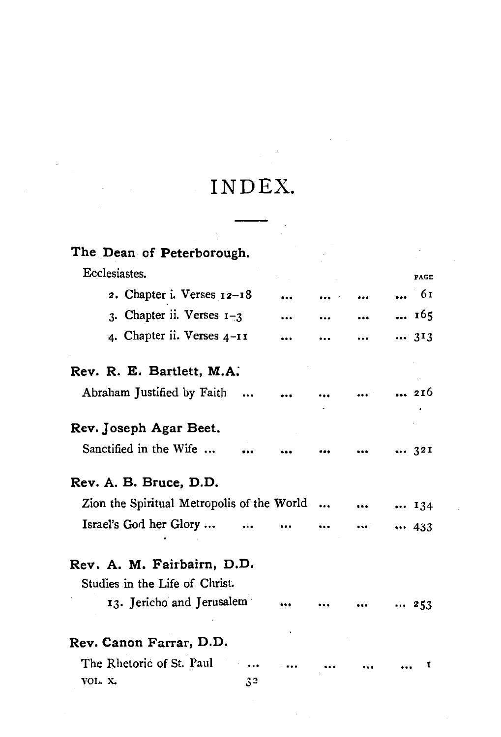# INDEX.

**The Dean of Peterborough.**

Ecclesiastes. PAGE

2. Chapter i. Verses 12–18 ... ... ... ... 61
3. Chapter ii. Verses 1–3 ... ... ... ... 165
4. Chapter ii. Verses 4–11 ... ... ... ... 313

**Rev. R. E. Bartlett, M.A.**

Abraham Justified by Faith ... ... ... ... ... 216

**Rev. Joseph Agar Beet.**

Sanctified in the Wife ... ... ... ... ... ... 321

**Rev. A. B. Bruce, D.D.**

Zion the Spiritual Metropolis of the World ... ... ... 134

Israel's God her Glory ... ... ... ... ... ... 433

**Rev. A. M. Fairbairn, D.D.**

Studies in the Life of Christ.

13. Jericho and Jerusalem ... ... ... ... 253

**Rev. Canon Farrar, D.D.**

The Rhetoric of St. Paul ... ... ... ... ... 1

VOL. X. 32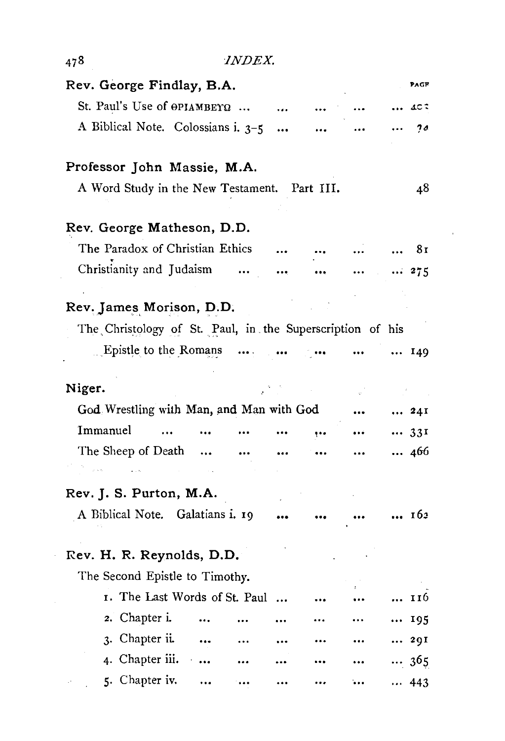| | PAGE |
|---|---|
| **Rev. George Findlay, B.A.** | |
| St. Paul's Use of ΘΡΙΑΜΒΕΥΩ ... | 4C? |
| A Biblical Note. Colossians i. 3–5 ... | 7? |
| **Professor John Massie, M.A.** | |
| A Word Study in the New Testament. Part III. | 48 |
| **Rev. George Matheson, D.D.** | |
| The Paradox of Christian Ethics ... | 81 |
| Christianity and Judaism ... | 275 |
| **Rev. James Morison, D.D.** | |
| The Christology of St. Paul, in the Superscription of his Epistle to the Romans ... | 149 |
| **Niger.** | |
| God Wrestling with Man, and Man with God ... | 241 |
| Immanuel ... | 331 |
| The Sheep of Death ... | 466 |
| **Rev. J. S. Purton, M.A.** | |
| A Biblical Note. Galatians i. 19 ... | 162 |
| **Rev. H. R. Reynolds, D.D.** | |
| The Second Epistle to Timothy. | |
| 1. The Last Words of St. Paul ... | 116 |
| 2. Chapter i. ... | 195 |
| 3. Chapter ii. ... | 291 |
| 4. Chapter iii. ... | 365 |
| 5. Chapter iv. ... | 443 |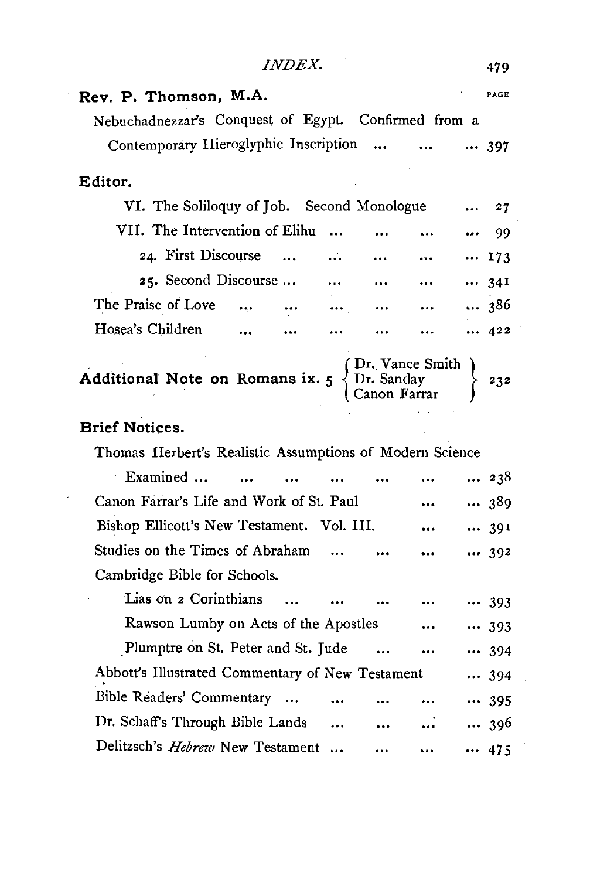**Rev. P. Thomson, M.A.** PAGE

Nebuchadnezzar's Conquest of Egypt. Confirmed from a Contemporary Hieroglyphic Inscription ... ... ... 397

**Editor.**

VI. The Soliloquy of Job. Second Monologue ... 27

VII. The Intervention of Elihu ... ... ... ... 99

24. First Discourse ... ... ... ... ... 173

25. Second Discourse ... ... ... ... ... 341

The Praise of Love ... ... ... ... ... ... 386

Hosea's Children ... ... ... ... ... ... 422

**Additional Note on Romans ix. 5** { Dr. Vance Smith, Dr. Sanday, Canon Farrar } 232

**Brief Notices.**

Thomas Herbert's Realistic Assumptions of Modern Science Examined ... ... ... ... ... ... ... 238

Canon Farrar's Life and Work of St. Paul ... ... 389

Bishop Ellicott's New Testament. Vol. III. ... ... 391

Studies on the Times of Abraham ... ... ... ... 392

Cambridge Bible for Schools.

Lias on 2 Corinthians ... ... ... ... ... 393

Rawson Lumby on Acts of the Apostles ... ... 393

Plumptre on St. Peter and St. Jude ... ... ... 394

Abbott's Illustrated Commentary of New Testament ... 394

Bible Readers' Commentary ... ... ... ... ... 395

Dr. Schaff's Through Bible Lands ... ... ... ... 396

Delitzsch's *Hebrew* New Testament ... ... ... ... 475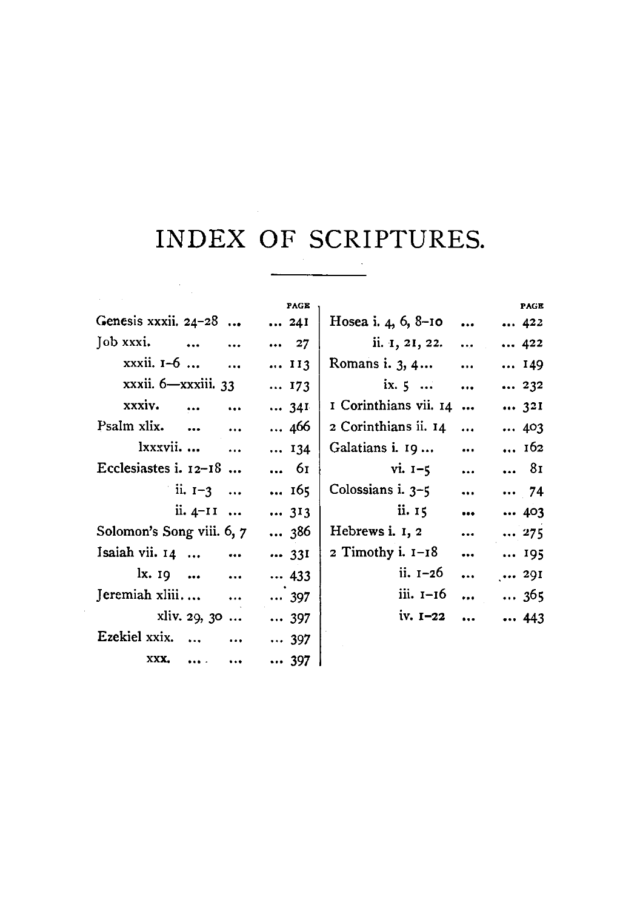# INDEX OF SCRIPTURES.

| | PAGE |
|---|---|
| Genesis xxxii. 24–28 ... | ... 241 |
| Job xxxi. ... ... | ... 27 |
| xxxii. 1–6 ... ... | ... 113 |
| xxxii. 6—xxxiii. 33 | ... 173 |
| xxxiv. ... ... | ... 341 |
| Psalm xlix. ... ... | ... 466 |
| lxxxvii. ... ... | ... 134 |
| Ecclesiastes i. 12–18 ... | ... 61 |
| ii. 1–3 ... | ... 165 |
| ii. 4–11 ... | ... 313 |
| Solomon's Song viii. 6, 7 | ... 386 |
| Isaiah vii. 14 ... ... | ... 331 |
| lx. 19 ... ... | ... 433 |
| Jeremiah xliii. ... ... | ... 397 |
| xliv. 29, 30 ... | ... 397 |
| Ezekiel xxix. ... ... | ... 397 |
| xxx. ... ... | ... 397 |
| Hosea i. 4, 6, 8–10 ... | ... 422 |
| ii. 1, 21, 22. ... | ... 422 |
| Romans i. 3, 4... ... | ... 149 |
| ix. 5 ... ... | ... 232 |
| 1 Corinthians vii. 14 ... | ... 321 |
| 2 Corinthians ii. 14 ... | ... 403 |
| Galatians i. 19 ... ... | ... 162 |
| vi. 1–5 ... | ... 81 |
| Colossians i. 3–5 ... | ... 74 |
| ii. 15 ... | ... 403 |
| Hebrews i. 1, 2 ... | ... 275 |
| 2 Timothy i. 1–18 ... | ... 195 |
| ii. 1–26 ... | ... 291 |
| iii. 1–16 ... | ... 365 |
| iv. 1–22 ... | ... 443 |